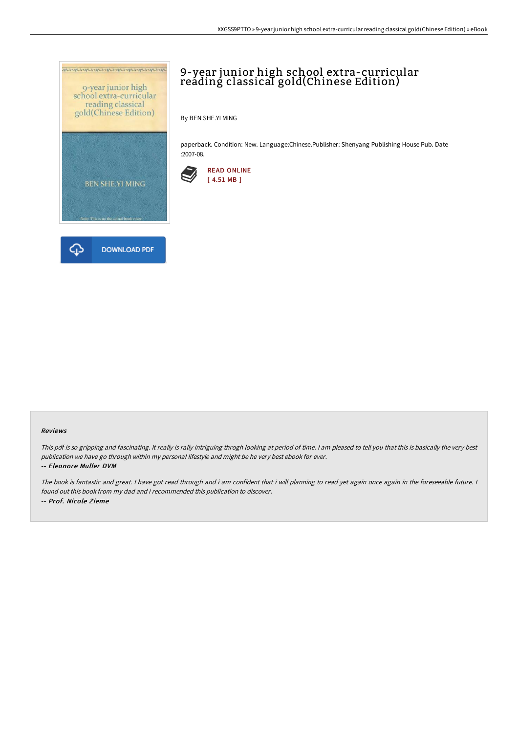# 9-year junior high school extra-curricular reading classical gold(Chinese Edition)

By BEN SHE.YI MING

paperback. Condition: New. Language:Chinese.Publisher: Shenyang Publishing House Pub. Date :2007-08.

READ ONLINE
[ 4.51 MB ]

DOWNLOAD PDF

#### Reviews

*This pdf is so gripping and fascinating. It really is rally intriguing throgh looking at period of time. I am pleased to tell you that this is basically the very best publication we have go through within my personal lifestyle and might be he very best ebook for ever.*

*-- **Eleonore Muller DVM***

*The book is fantastic and great. I have got read through and i am confident that i will planning to read yet again once again in the foreseeable future. I found out this book from my dad and i recommended this publication to discover.*

*-- **Prof. Nicole Zieme***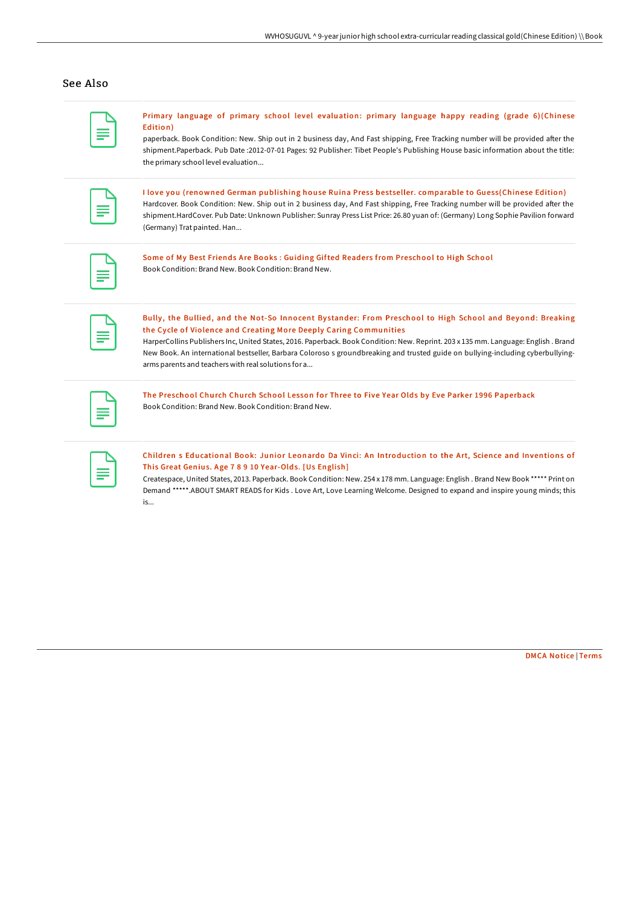## See Also

**Primary language of primary school level evaluation: primary language happy reading (grade 6)(Chinese Edition)**

paperback. Book Condition: New. Ship out in 2 business day, And Fast shipping, Free Tracking number will be provided after the shipment.Paperback. Pub Date :2012-07-01 Pages: 92 Publisher: Tibet People's Publishing House basic information about the title: the primary school level evaluation...

**I love you (renowned German publishing house Ruina Press bestseller. comparable to Guess(Chinese Edition)**

Hardcover. Book Condition: New. Ship out in 2 business day, And Fast shipping, Free Tracking number will be provided after the shipment.HardCover. Pub Date: Unknown Publisher: Sunray Press List Price: 26.80 yuan of: (Germany) Long Sophie Pavilion forward (Germany) Trat painted. Han...

**Some of My Best Friends Are Books : Guiding Gifted Readers from Preschool to High School**

Book Condition: Brand New. Book Condition: Brand New.

**Bully, the Bullied, and the Not-So Innocent Bystander: From Preschool to High School and Beyond: Breaking the Cycle of Violence and Creating More Deeply Caring Communities**

HarperCollins Publishers Inc, United States, 2016. Paperback. Book Condition: New. Reprint. 203 x 135 mm. Language: English . Brand New Book. An international bestseller, Barbara Coloroso s groundbreaking and trusted guide on bullying-including cyberbullying-arms parents and teachers with real solutions for a...

**The Preschool Church Church School Lesson for Three to Five Year Olds by Eve Parker 1996 Paperback**

Book Condition: Brand New. Book Condition: Brand New.

**Children s Educational Book: Junior Leonardo Da Vinci: An Introduction to the Art, Science and Inventions of This Great Genius. Age 7 8 9 10 Year-Olds. [Us English]**

Createspace, United States, 2013. Paperback. Book Condition: New. 254 x 178 mm. Language: English . Brand New Book ***** Print on Demand *****.ABOUT SMART READS for Kids . Love Art, Love Learning Welcome. Designed to expand and inspire young minds; this is...

DMCA Notice | Terms